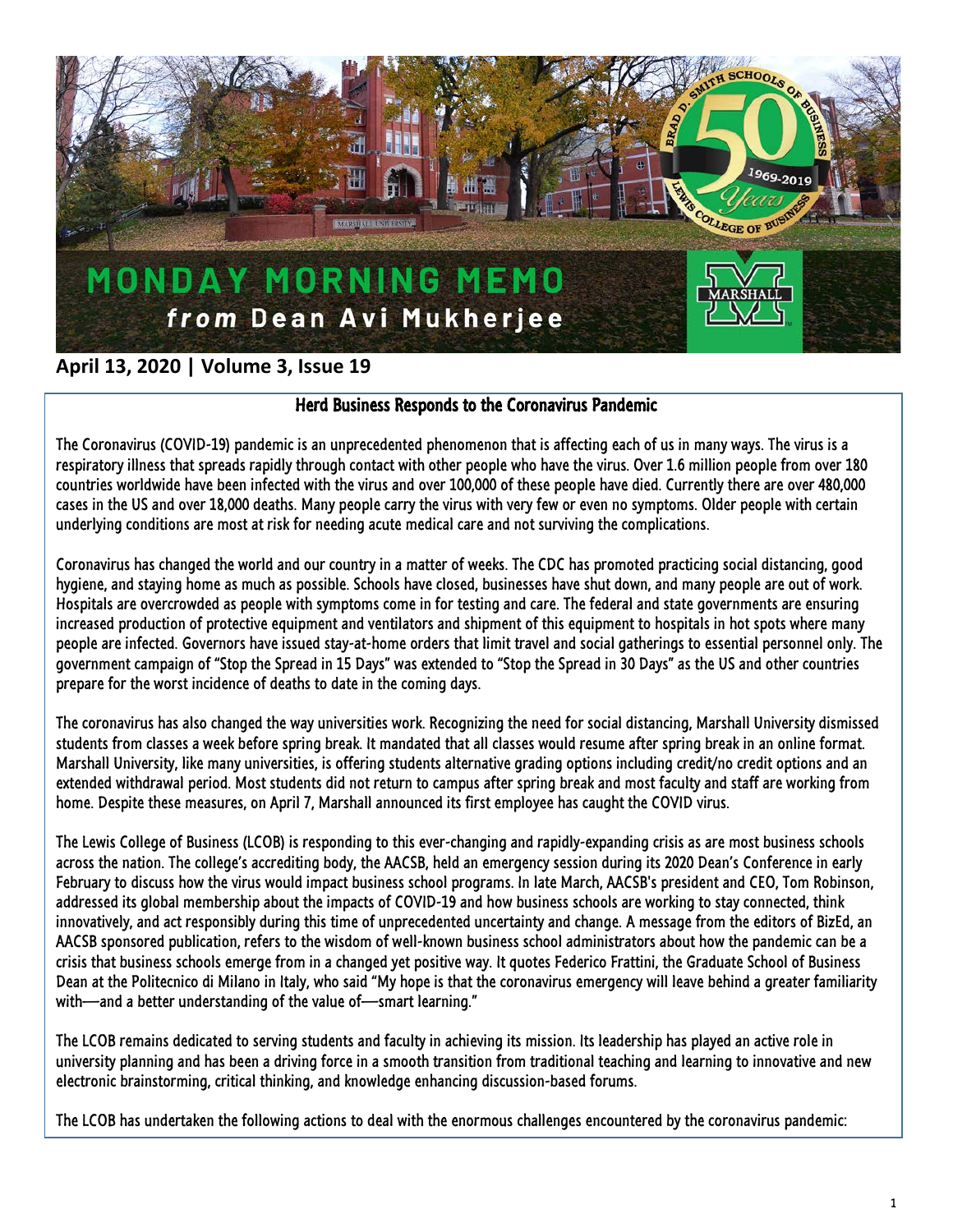# MONDAY MORNING MEMO *from* Dean Avi Mukherjee

**April 13, 2020 | Volume 3, Issue 19**

## Herd Business Responds to the Coronavirus Pandemic

The Coronavirus (COVID-19) pandemic is an unprecedented phenomenon that is affecting each of us in many ways. The virus is a respiratory illness that spreads rapidly through contact with other people who have the virus. Over 1.6 million people from over 180 countries worldwide have been infected with the virus and over 100,000 of these people have died. Currently there are over 480,000 cases in the US and over 18,000 deaths. Many people carry the virus with very few or even no symptoms. Older people with certain underlying conditions are most at risk for needing acute medical care and not surviving the complications.

Coronavirus has changed the world and our country in a matter of weeks. The CDC has promoted practicing social distancing, good hygiene, and staying home as much as possible. Schools have closed, businesses have shut down, and many people are out of work. Hospitals are overcrowded as people with symptoms come in for testing and care. The federal and state governments are ensuring increased production of protective equipment and ventilators and shipment of this equipment to hospitals in hot spots where many people are infected. Governors have issued stay-at-home orders that limit travel and social gatherings to essential personnel only. The government campaign of "Stop the Spread in 15 Days" was extended to "Stop the Spread in 30 Days" as the US and other countries prepare for the worst incidence of deaths to date in the coming days.

The coronavirus has also changed the way universities work. Recognizing the need for social distancing, Marshall University dismissed students from classes a week before spring break. It mandated that all classes would resume after spring break in an online format. Marshall University, like many universities, is offering students alternative grading options including credit/no credit options and an extended withdrawal period. Most students did not return to campus after spring break and most faculty and staff are working from home. Despite these measures, on April 7, Marshall announced its first employee has caught the COVID virus.

The Lewis College of Business (LCOB) is responding to this ever-changing and rapidly-expanding crisis as are most business schools across the nation. The college's accrediting body, the AACSB, held an emergency session during its 2020 Dean's Conference in early February to discuss how the virus would impact business school programs. In late March, AACSB's president and CEO, Tom Robinson, addressed its global membership about the impacts of COVID-19 and how business schools are working to stay connected, think innovatively, and act responsibly during this time of unprecedented uncertainty and change. A message from the editors of BizEd, an AACSB sponsored publication, refers to the wisdom of well-known business school administrators about how the pandemic can be a crisis that business schools emerge from in a changed yet positive way. It quotes Federico Frattini, the Graduate School of Business Dean at the Politecnico di Milano in Italy, who said "My hope is that the coronavirus emergency will leave behind a greater familiarity with—and a better understanding of the value of—smart learning."

The LCOB remains dedicated to serving students and faculty in achieving its mission. Its leadership has played an active role in university planning and has been a driving force in a smooth transition from traditional teaching and learning to innovative and new electronic brainstorming, critical thinking, and knowledge enhancing discussion-based forums.

The LCOB has undertaken the following actions to deal with the enormous challenges encountered by the coronavirus pandemic: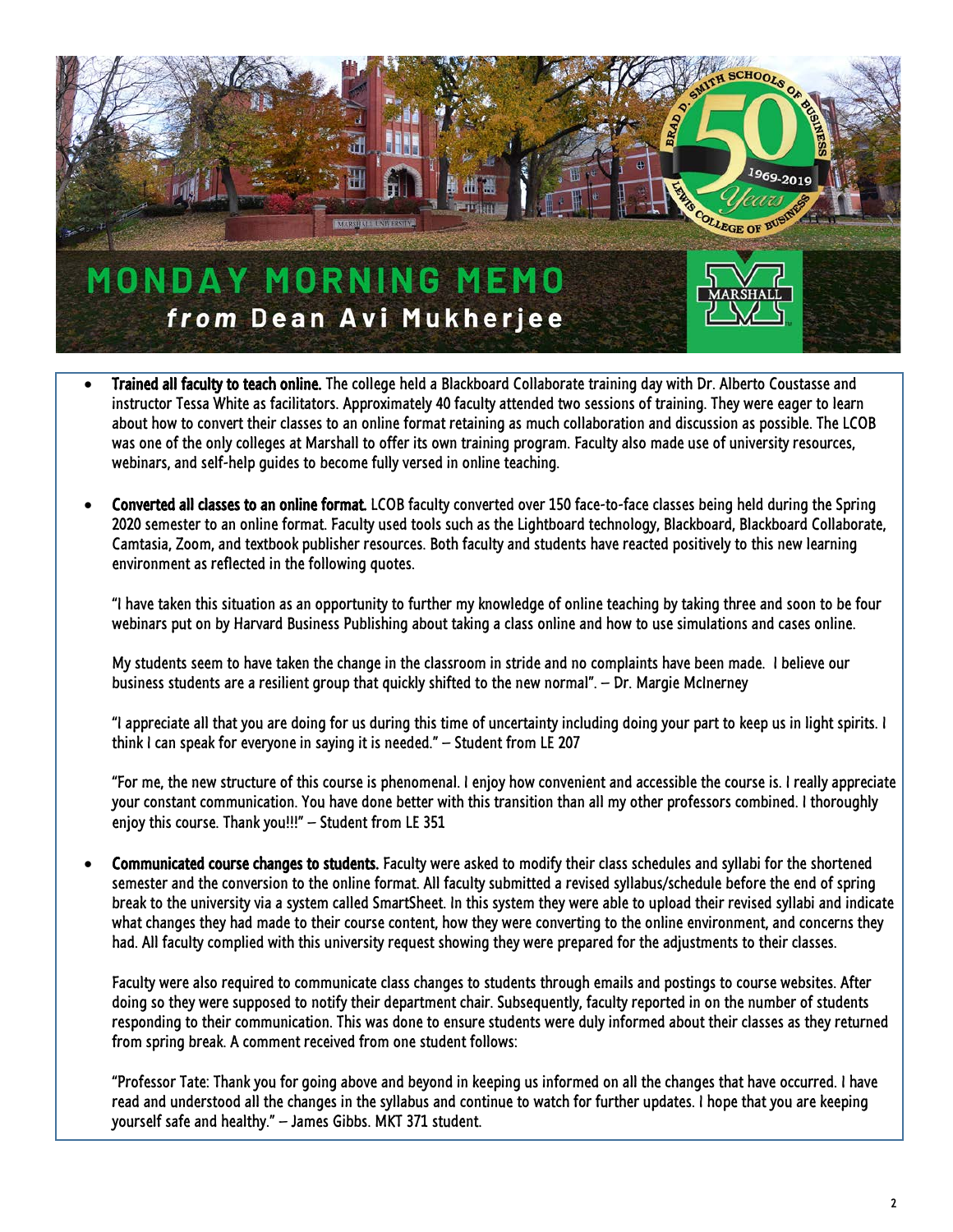# MONDAY MORNING MEMO

## *from* Dean Avi Mukherjee

- **Trained all faculty to teach online.** The college held a Blackboard Collaborate training day with Dr. Alberto Coustasse and instructor Tessa White as facilitators. Approximately 40 faculty attended two sessions of training. They were eager to learn about how to convert their classes to an online format retaining as much collaboration and discussion as possible. The LCOB was one of the only colleges at Marshall to offer its own training program. Faculty also made use of university resources, webinars, and self-help guides to become fully versed in online teaching.

- **Converted all classes to an online format.** LCOB faculty converted over 150 face-to-face classes being held during the Spring 2020 semester to an online format. Faculty used tools such as the Lightboard technology, Blackboard, Blackboard Collaborate, Camtasia, Zoom, and textbook publisher resources. Both faculty and students have reacted positively to this new learning environment as reflected in the following quotes.

  "I have taken this situation as an opportunity to further my knowledge of online teaching by taking three and soon to be four webinars put on by Harvard Business Publishing about taking a class online and how to use simulations and cases online.

  My students seem to have taken the change in the classroom in stride and no complaints have been made. I believe our business students are a resilient group that quickly shifted to the new normal". – Dr. Margie McInerney

  "I appreciate all that you are doing for us during this time of uncertainty including doing your part to keep us in light spirits. I think I can speak for everyone in saying it is needed." – Student from LE 207

  "For me, the new structure of this course is phenomenal. I enjoy how convenient and accessible the course is. I really appreciate your constant communication. You have done better with this transition than all my other professors combined. I thoroughly enjoy this course. Thank you!!!" – Student from LE 351

- **Communicated course changes to students.** Faculty were asked to modify their class schedules and syllabi for the shortened semester and the conversion to the online format. All faculty submitted a revised syllabus/schedule before the end of spring break to the university via a system called SmartSheet. In this system they were able to upload their revised syllabi and indicate what changes they had made to their course content, how they were converting to the online environment, and concerns they had. All faculty complied with this university request showing they were prepared for the adjustments to their classes.

  Faculty were also required to communicate class changes to students through emails and postings to course websites. After doing so they were supposed to notify their department chair. Subsequently, faculty reported in on the number of students responding to their communication. This was done to ensure students were duly informed about their classes as they returned from spring break. A comment received from one student follows:

  "Professor Tate: Thank you for going above and beyond in keeping us informed on all the changes that have occurred. I have read and understood all the changes in the syllabus and continue to watch for further updates. I hope that you are keeping yourself safe and healthy." – James Gibbs. MKT 371 student.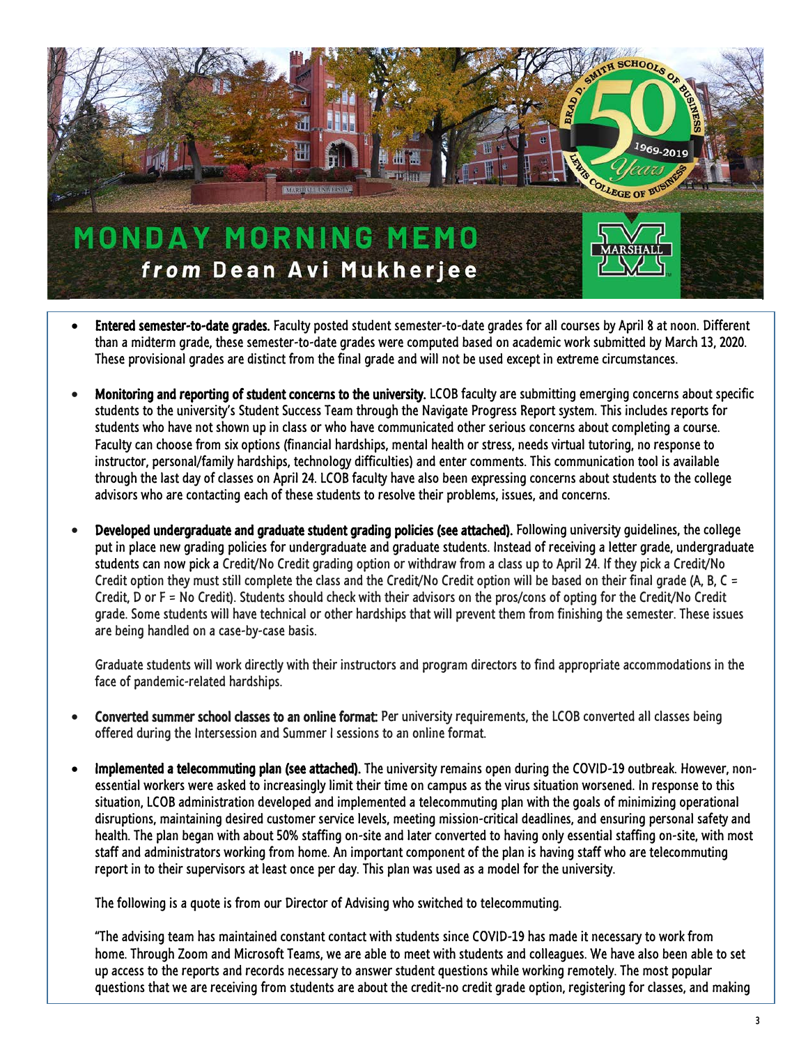# MONDAY MORNING MEMO

## *from* Dean Avi Mukherjee

- **Entered semester-to-date grades.** Faculty posted student semester-to-date grades for all courses by April 8 at noon. Different than a midterm grade, these semester-to-date grades were computed based on academic work submitted by March 13, 2020. These provisional grades are distinct from the final grade and will not be used except in extreme circumstances.

- **Monitoring and reporting of student concerns to the university.** LCOB faculty are submitting emerging concerns about specific students to the university's Student Success Team through the Navigate Progress Report system. This includes reports for students who have not shown up in class or who have communicated other serious concerns about completing a course. Faculty can choose from six options (financial hardships, mental health or stress, needs virtual tutoring, no response to instructor, personal/family hardships, technology difficulties) and enter comments. This communication tool is available through the last day of classes on April 24. LCOB faculty have also been expressing concerns about students to the college advisors who are contacting each of these students to resolve their problems, issues, and concerns.

- **Developed undergraduate and graduate student grading policies (see attached).** Following university guidelines, the college put in place new grading policies for undergraduate and graduate students. Instead of receiving a letter grade, undergraduate students can now pick a Credit/No Credit grading option or withdraw from a class up to April 24. If they pick a Credit/No Credit option they must still complete the class and the Credit/No Credit option will be based on their final grade (A, B, C = Credit, D or F = No Credit). Students should check with their advisors on the pros/cons of opting for the Credit/No Credit grade. Some students will have technical or other hardships that will prevent them from finishing the semester. These issues are being handled on a case-by-case basis.

  Graduate students will work directly with their instructors and program directors to find appropriate accommodations in the face of pandemic-related hardships.

- **Converted summer school classes to an online format:** Per university requirements, the LCOB converted all classes being offered during the Intersession and Summer I sessions to an online format.

- **Implemented a telecommuting plan (see attached).** The university remains open during the COVID-19 outbreak. However, non-essential workers were asked to increasingly limit their time on campus as the virus situation worsened. In response to this situation, LCOB administration developed and implemented a telecommuting plan with the goals of minimizing operational disruptions, maintaining desired customer service levels, meeting mission-critical deadlines, and ensuring personal safety and health. The plan began with about 50% staffing on-site and later converted to having only essential staffing on-site, with most staff and administrators working from home. An important component of the plan is having staff who are telecommuting report in to their supervisors at least once per day. This plan was used as a model for the university.

  The following is a quote is from our Director of Advising who switched to telecommuting.

  "The advising team has maintained constant contact with students since COVID-19 has made it necessary to work from home. Through Zoom and Microsoft Teams, we are able to meet with students and colleagues. We have also been able to set up access to the reports and records necessary to answer student questions while working remotely. The most popular questions that we are receiving from students are about the credit-no credit grade option, registering for classes, and making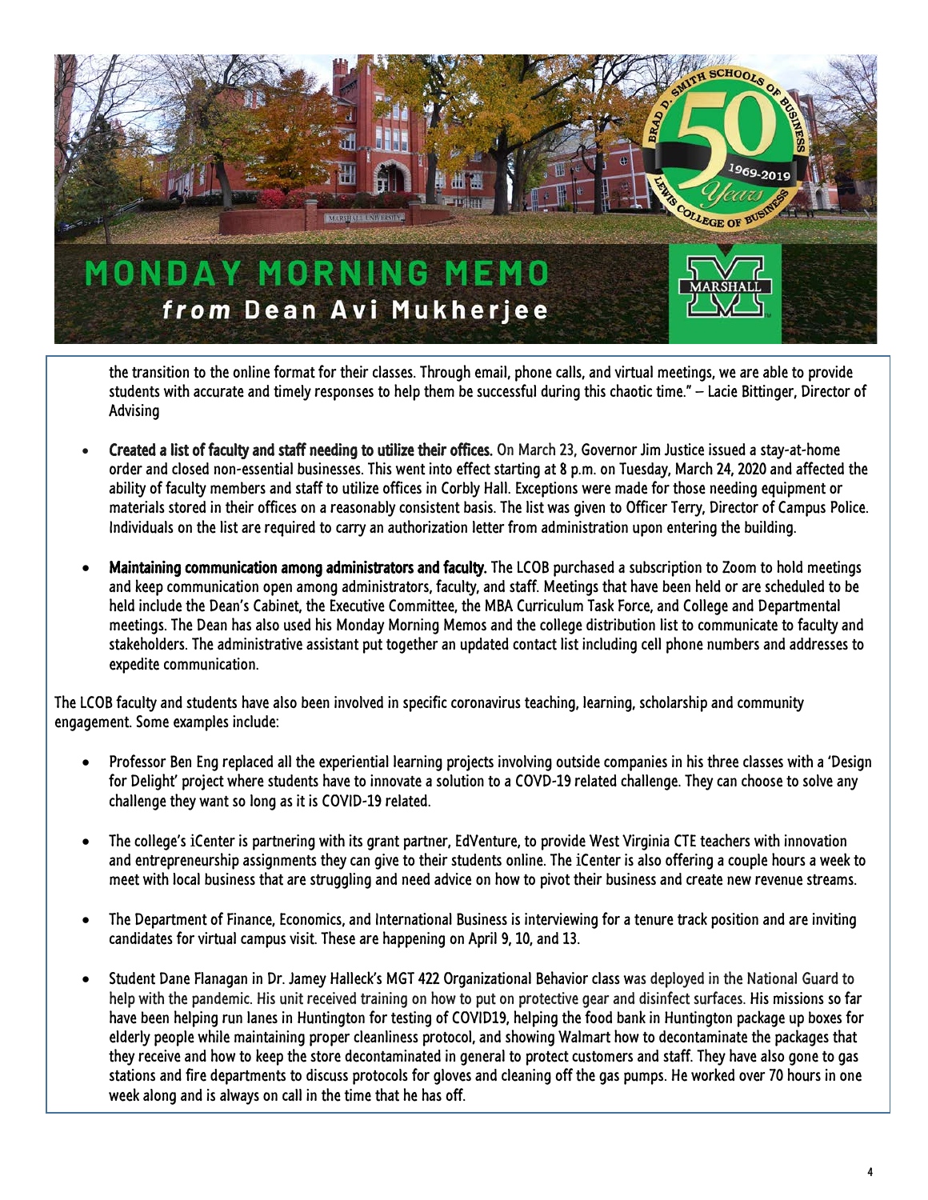the transition to the online format for their classes. Through email, phone calls, and virtual meetings, we are able to provide students with accurate and timely responses to help them be successful during this chaotic time." – Lacie Bittinger, Director of Advising

- **Created a list of faculty and staff needing to utilize their offices.** On March 23, Governor Jim Justice issued a stay-at-home order and closed non-essential businesses. This went into effect starting at 8 p.m. on Tuesday, March 24, 2020 and affected the ability of faculty members and staff to utilize offices in Corbly Hall. Exceptions were made for those needing equipment or materials stored in their offices on a reasonably consistent basis. The list was given to Officer Terry, Director of Campus Police. Individuals on the list are required to carry an authorization letter from administration upon entering the building.

- **Maintaining communication among administrators and faculty.** The LCOB purchased a subscription to Zoom to hold meetings and keep communication open among administrators, faculty, and staff. Meetings that have been held or are scheduled to be held include the Dean's Cabinet, the Executive Committee, the MBA Curriculum Task Force, and College and Departmental meetings. The Dean has also used his Monday Morning Memos and the college distribution list to communicate to faculty and stakeholders. The administrative assistant put together an updated contact list including cell phone numbers and addresses to expedite communication.

The LCOB faculty and students have also been involved in specific coronavirus teaching, learning, scholarship and community engagement. Some examples include:

- Professor Ben Eng replaced all the experiential learning projects involving outside companies in his three classes with a 'Design for Delight' project where students have to innovate a solution to a COVD-19 related challenge. They can choose to solve any challenge they want so long as it is COVID-19 related.

- The college's iCenter is partnering with its grant partner, EdVenture, to provide West Virginia CTE teachers with innovation and entrepreneurship assignments they can give to their students online. The iCenter is also offering a couple hours a week to meet with local business that are struggling and need advice on how to pivot their business and create new revenue streams.

- The Department of Finance, Economics, and International Business is interviewing for a tenure track position and are inviting candidates for virtual campus visit. These are happening on April 9, 10, and 13.

- Student Dane Flanagan in Dr. Jamey Halleck's MGT 422 Organizational Behavior class was deployed in the National Guard to help with the pandemic. His unit received training on how to put on protective gear and disinfect surfaces. His missions so far have been helping run lanes in Huntington for testing of COVID19, helping the food bank in Huntington package up boxes for elderly people while maintaining proper cleanliness protocol, and showing Walmart how to decontaminate the packages that they receive and how to keep the store decontaminated in general to protect customers and staff. They have also gone to gas stations and fire departments to discuss protocols for gloves and cleaning off the gas pumps. He worked over 70 hours in one week along and is always on call in the time that he has off.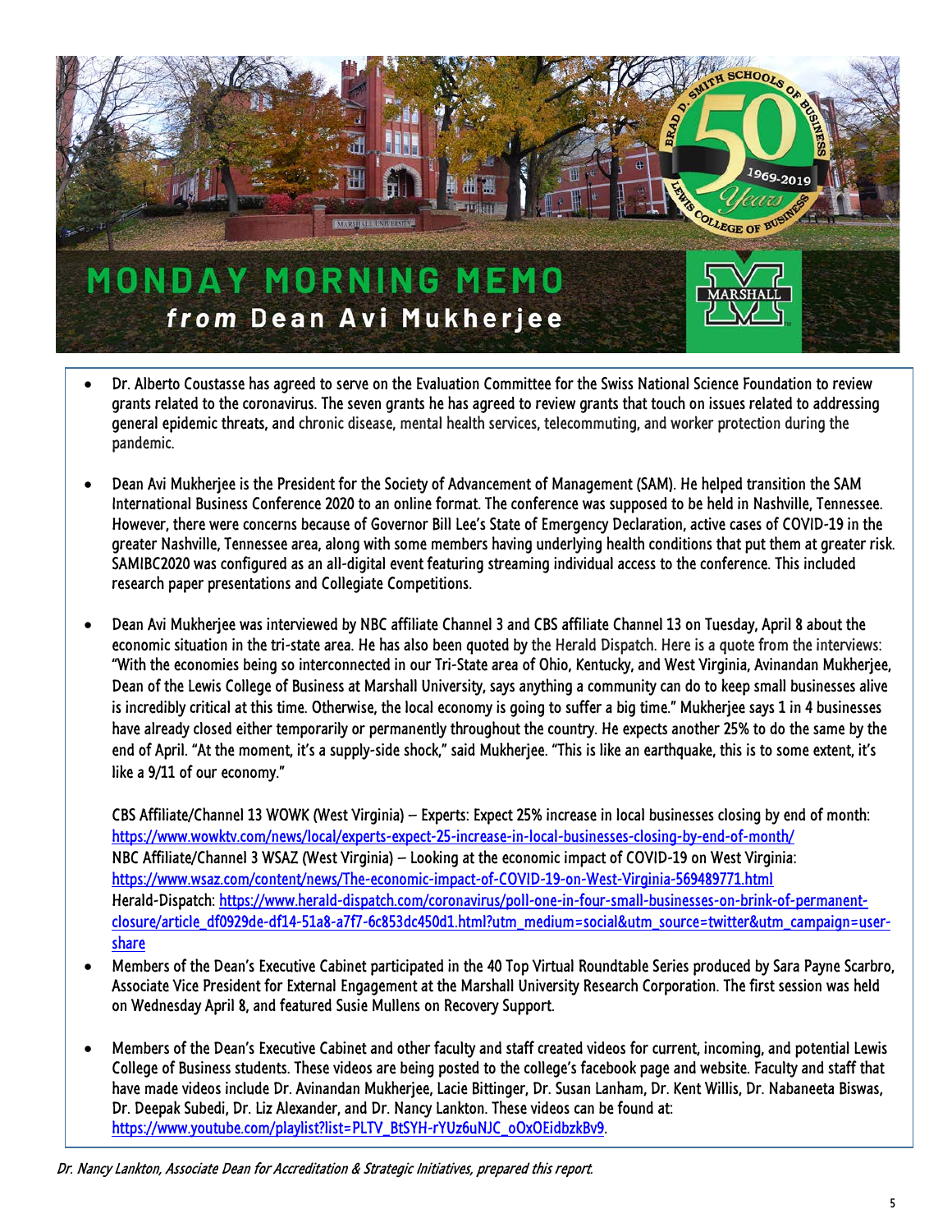# MONDAY MORNING MEMO
## *from* Dean Avi Mukherjee

- Dr. Alberto Coustasse has agreed to serve on the Evaluation Committee for the Swiss National Science Foundation to review grants related to the coronavirus. The seven grants he has agreed to review grants that touch on issues related to addressing general epidemic threats, and chronic disease, mental health services, telecommuting, and worker protection during the pandemic.

- Dean Avi Mukherjee is the President for the Society of Advancement of Management (SAM). He helped transition the SAM International Business Conference 2020 to an online format. The conference was supposed to be held in Nashville, Tennessee. However, there were concerns because of Governor Bill Lee's State of Emergency Declaration, active cases of COVID-19 in the greater Nashville, Tennessee area, along with some members having underlying health conditions that put them at greater risk. SAMIBC2020 was configured as an all-digital event featuring streaming individual access to the conference. This included research paper presentations and Collegiate Competitions.

- Dean Avi Mukherjee was interviewed by NBC affiliate Channel 3 and CBS affiliate Channel 13 on Tuesday, April 8 about the economic situation in the tri-state area. He has also been quoted by the Herald Dispatch. Here is a quote from the interviews: "With the economies being so interconnected in our Tri-State area of Ohio, Kentucky, and West Virginia, Avinandan Mukherjee, Dean of the Lewis College of Business at Marshall University, says anything a community can do to keep small businesses alive is incredibly critical at this time. Otherwise, the local economy is going to suffer a big time." Mukherjee says 1 in 4 businesses have already closed either temporarily or permanently throughout the country. He expects another 25% to do the same by the end of April. "At the moment, it's a supply-side shock," said Mukherjee. "This is like an earthquake, this is to some extent, it's like a 9/11 of our economy."

  CBS Affiliate/Channel 13 WOWK (West Virginia) – Experts: Expect 25% increase in local businesses closing by end of month: https://www.wowktv.com/news/local/experts-expect-25-increase-in-local-businesses-closing-by-end-of-month/
  NBC Affiliate/Channel 3 WSAZ (West Virginia) – Looking at the economic impact of COVID-19 on West Virginia: https://www.wsaz.com/content/news/The-economic-impact-of-COVID-19-on-West-Virginia-569489771.html
  Herald-Dispatch: https://www.herald-dispatch.com/coronavirus/poll-one-in-four-small-businesses-on-brink-of-permanent-closure/article_df0929de-df14-51a8-a7f7-6c853dc450d1.html?utm_medium=social&utm_source=twitter&utm_campaign=user-share

- Members of the Dean's Executive Cabinet participated in the 40 Top Virtual Roundtable Series produced by Sara Payne Scarbro, Associate Vice President for External Engagement at the Marshall University Research Corporation. The first session was held on Wednesday April 8, and featured Susie Mullens on Recovery Support.

- Members of the Dean's Executive Cabinet and other faculty and staff created videos for current, incoming, and potential Lewis College of Business students. These videos are being posted to the college's facebook page and website. Faculty and staff that have made videos include Dr. Avinandan Mukherjee, Lacie Bittinger, Dr. Susan Lanham, Dr. Kent Willis, Dr. Nabaneeta Biswas, Dr. Deepak Subedi, Dr. Liz Alexander, and Dr. Nancy Lankton. These videos can be found at: https://www.youtube.com/playlist?list=PLTV_BtSYH-rYUz6uNJC_oOxOEidbzkBv9.

*Dr. Nancy Lankton, Associate Dean for Accreditation & Strategic Initiatives, prepared this report.*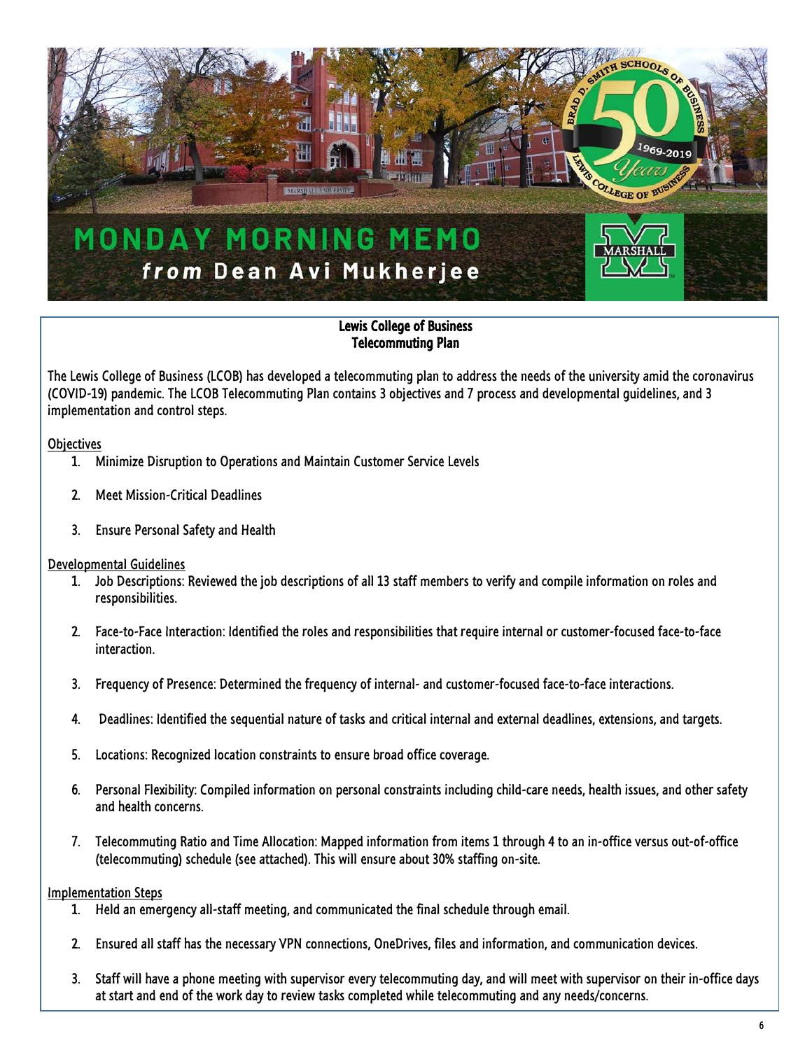# MONDAY MORNING MEMO

## *from* Dean Avi Mukherjee

**Lewis College of Business**
**Telecommuting Plan**

The Lewis College of Business (LCOB) has developed a telecommuting plan to address the needs of the university amid the coronavirus (COVID-19) pandemic. The LCOB Telecommuting Plan contains 3 objectives and 7 process and developmental guidelines, and 3 implementation and control steps.

Objectives

1. Minimize Disruption to Operations and Maintain Customer Service Levels
2. Meet Mission-Critical Deadlines
3. Ensure Personal Safety and Health

Developmental Guidelines

1. Job Descriptions: Reviewed the job descriptions of all 13 staff members to verify and compile information on roles and responsibilities.
2. Face-to-Face Interaction: Identified the roles and responsibilities that require internal or customer-focused face-to-face interaction.
3. Frequency of Presence: Determined the frequency of internal- and customer-focused face-to-face interactions.
4. Deadlines: Identified the sequential nature of tasks and critical internal and external deadlines, extensions, and targets.
5. Locations: Recognized location constraints to ensure broad office coverage.
6. Personal Flexibility: Compiled information on personal constraints including child-care needs, health issues, and other safety and health concerns.
7. Telecommuting Ratio and Time Allocation: Mapped information from items 1 through 4 to an in-office versus out-of-office (telecommuting) schedule (see attached). This will ensure about 30% staffing on-site.

Implementation Steps

1. Held an emergency all-staff meeting, and communicated the final schedule through email.
2. Ensured all staff has the necessary VPN connections, OneDrives, files and information, and communication devices.
3. Staff will have a phone meeting with supervisor every telecommuting day, and will meet with supervisor on their in-office days at start and end of the work day to review tasks completed while telecommuting and any needs/concerns.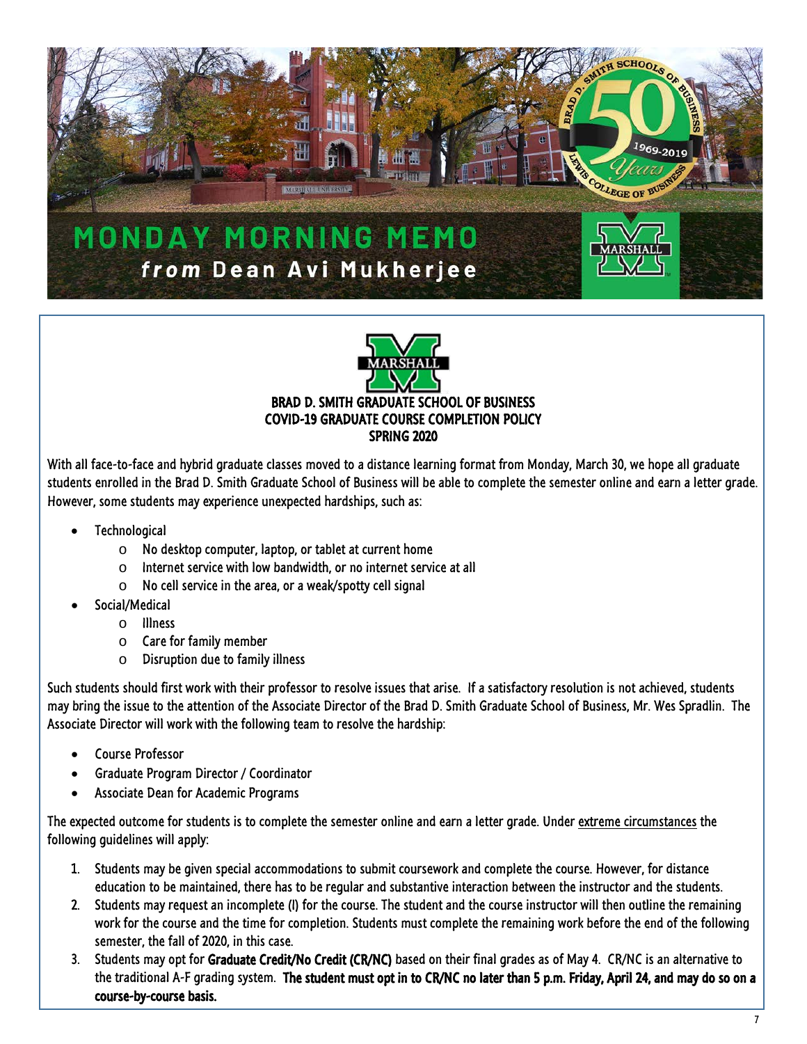# MONDAY MORNING MEMO

***from*** **Dean Avi Mukherjee**

**BRAD D. SMITH GRADUATE SCHOOL OF BUSINESS**
**COVID-19 GRADUATE COURSE COMPLETION POLICY**
**SPRING 2020**

With all face-to-face and hybrid graduate classes moved to a distance learning format from Monday, March 30, we hope all graduate students enrolled in the Brad D. Smith Graduate School of Business will be able to complete the semester online and earn a letter grade. However, some students may experience unexpected hardships, such as:

- Technological
  - No desktop computer, laptop, or tablet at current home
  - Internet service with low bandwidth, or no internet service at all
  - No cell service in the area, or a weak/spotty cell signal
- Social/Medical
  - Illness
  - Care for family member
  - Disruption due to family illness

Such students should first work with their professor to resolve issues that arise. If a satisfactory resolution is not achieved, students may bring the issue to the attention of the Associate Director of the Brad D. Smith Graduate School of Business, Mr. Wes Spradlin. The Associate Director will work with the following team to resolve the hardship:

- Course Professor
- Graduate Program Director / Coordinator
- Associate Dean for Academic Programs

The expected outcome for students is to complete the semester online and earn a letter grade. Under extreme circumstances the following guidelines will apply:

1. Students may be given special accommodations to submit coursework and complete the course. However, for distance education to be maintained, there has to be regular and substantive interaction between the instructor and the students.
2. Students may request an incomplete (I) for the course. The student and the course instructor will then outline the remaining work for the course and the time for completion. Students must complete the remaining work before the end of the following semester, the fall of 2020, in this case.
3. Students may opt for **Graduate Credit/No Credit (CR/NC)** based on their final grades as of May 4. CR/NC is an alternative to the traditional A-F grading system. **The student must opt in to CR/NC no later than 5 p.m. Friday, April 24, and may do so on a course-by-course basis.**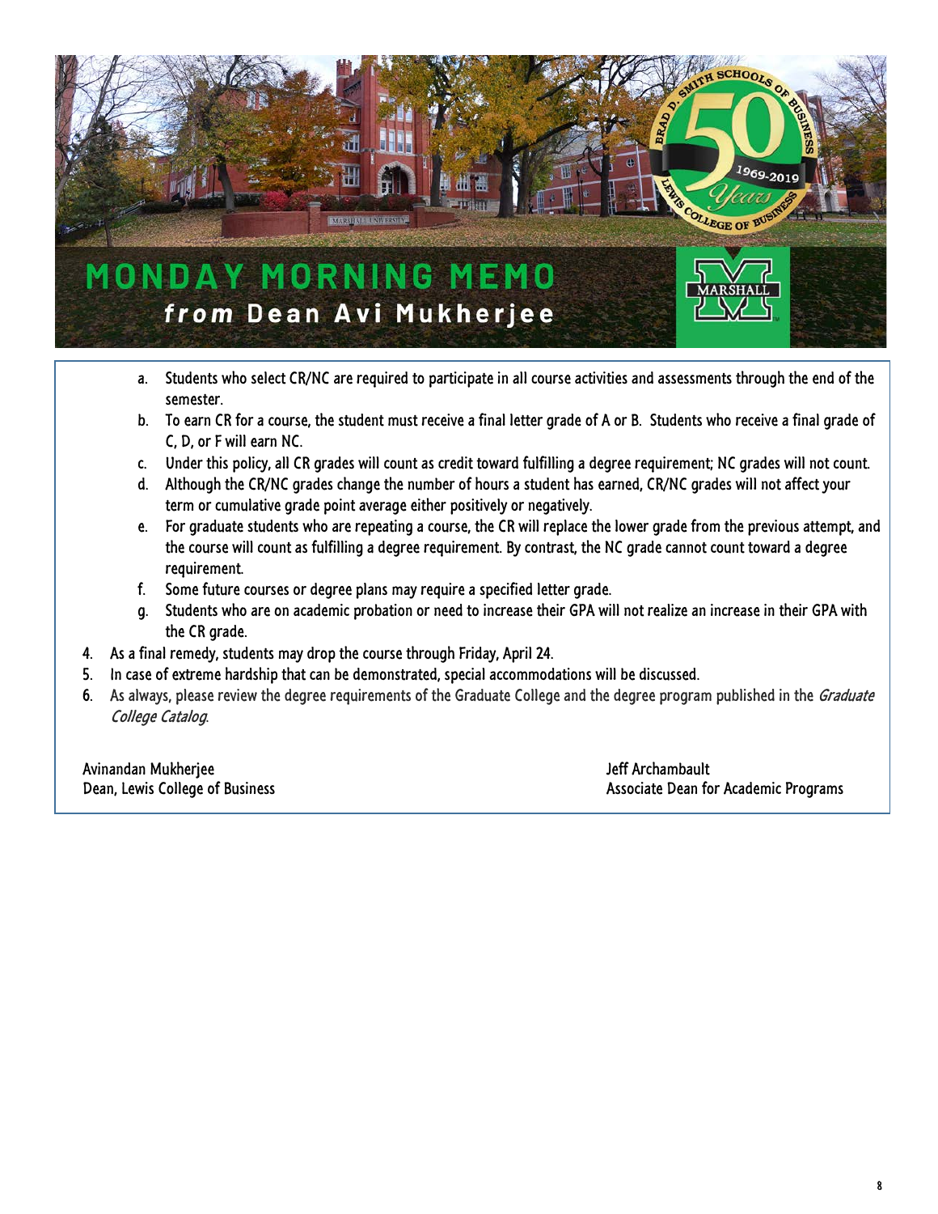# MONDAY MORNING MEMO

## *from* Dean Avi Mukherjee

   a. Students who select CR/NC are required to participate in all course activities and assessments through the end of the semester.
   b. To earn CR for a course, the student must receive a final letter grade of A or B. Students who receive a final grade of C, D, or F will earn NC.
   c. Under this policy, all CR grades will count as credit toward fulfilling a degree requirement; NC grades will not count.
   d. Although the CR/NC grades change the number of hours a student has earned, CR/NC grades will not affect your term or cumulative grade point average either positively or negatively.
   e. For graduate students who are repeating a course, the CR will replace the lower grade from the previous attempt, and the course will count as fulfilling a degree requirement. By contrast, the NC grade cannot count toward a degree requirement.
   f. Some future courses or degree plans may require a specified letter grade.
   g. Students who are on academic probation or need to increase their GPA will not realize an increase in their GPA with the CR grade.

4. As a final remedy, students may drop the course through Friday, April 24.
5. In case of extreme hardship that can be demonstrated, special accommodations will be discussed.
6. As always, please review the degree requirements of the Graduate College and the degree program published in the *Graduate College Catalog*.

Avinandan Mukherjee
Dean, Lewis College of Business

Jeff Archambault
Associate Dean for Academic Programs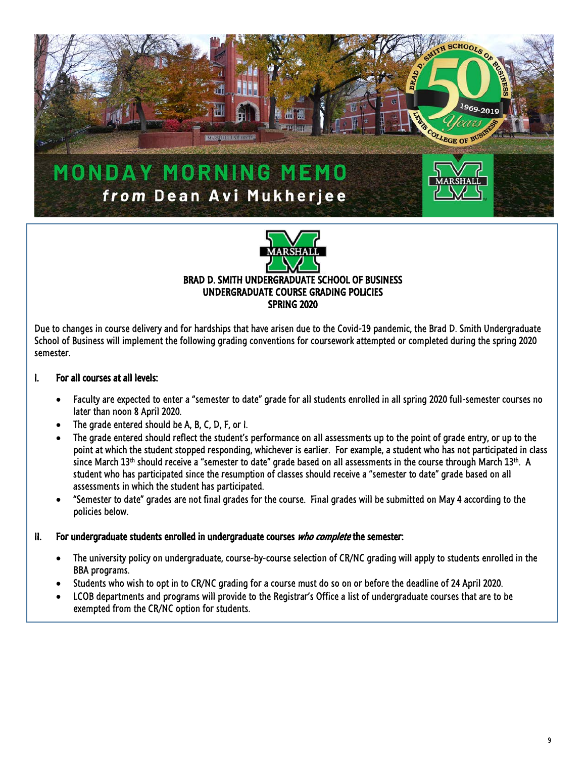# MONDAY MORNING MEMO
## *from* Dean Avi Mukherjee

**BRAD D. SMITH UNDERGRADUATE SCHOOL OF BUSINESS**
**UNDERGRADUATE COURSE GRADING POLICIES**
**SPRING 2020**

Due to changes in course delivery and for hardships that have arisen due to the Covid-19 pandemic, the Brad D. Smith Undergraduate School of Business will implement the following grading conventions for coursework attempted or completed during the spring 2020 semester.

### I. For all courses at all levels:

- Faculty are expected to enter a "semester to date" grade for all students enrolled in all spring 2020 full-semester courses no later than noon 8 April 2020.
- The grade entered should be A, B, C, D, F, or I.
- The grade entered should reflect the student's performance on all assessments up to the point of grade entry, or up to the point at which the student stopped responding, whichever is earlier. For example, a student who has not participated in class since March 13th should receive a "semester to date" grade based on all assessments in the course through March 13th. A student who has participated since the resumption of classes should receive a "semester to date" grade based on all assessments in which the student has participated.
- "Semester to date" grades are not final grades for the course. Final grades will be submitted on May 4 according to the policies below.

### II. For undergraduate students enrolled in undergraduate courses *who complete* the semester:

- The university policy on undergraduate, course-by-course selection of CR/NC grading will apply to students enrolled in the BBA programs.
- Students who wish to opt in to CR/NC grading for a course must do so on or before the deadline of 24 April 2020.
- LCOB departments and programs will provide to the Registrar's Office a list of undergraduate courses that are to be exempted from the CR/NC option for students.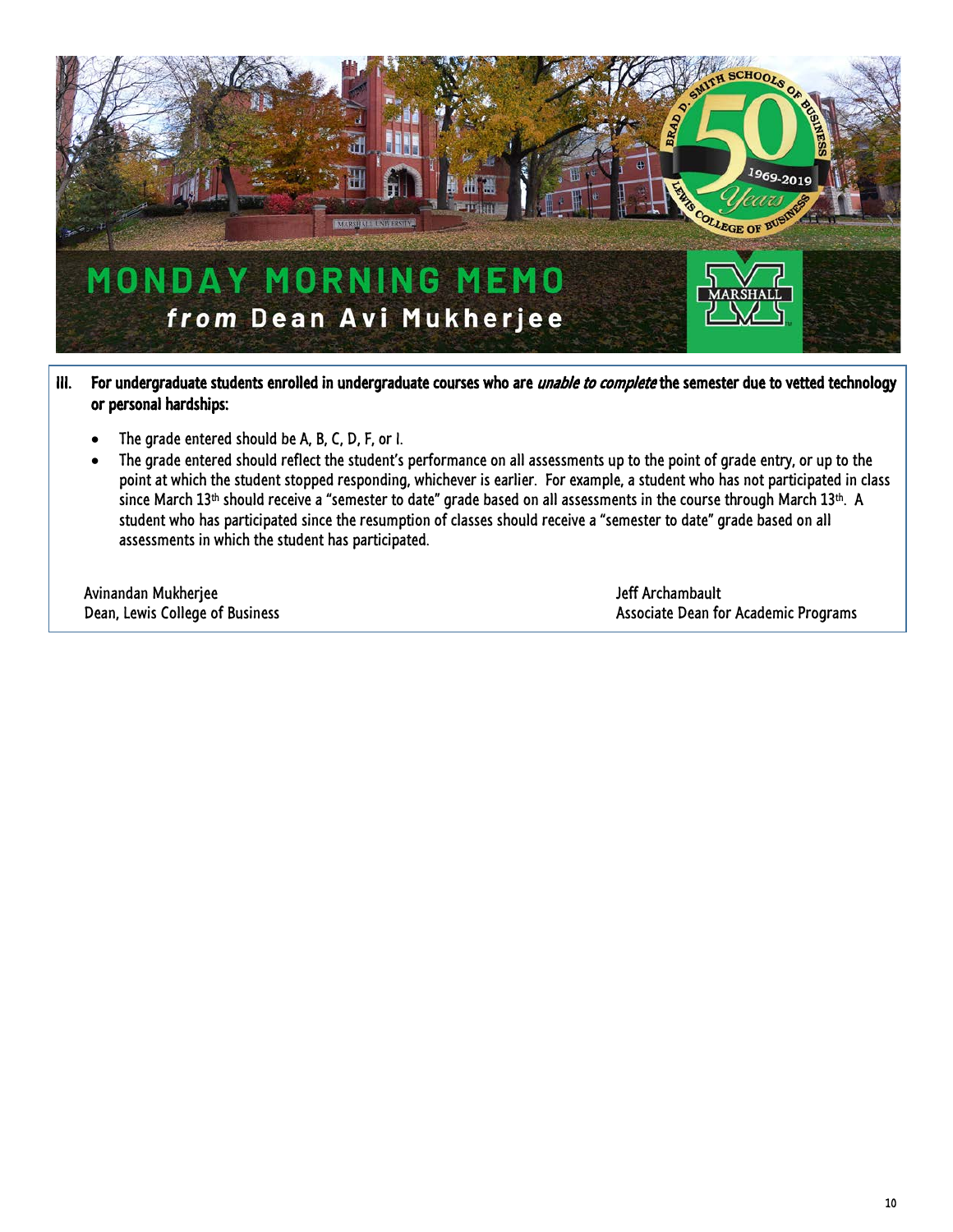# MONDAY MORNING MEMO
## *from* Dean Avi Mukherjee

**III. For undergraduate students enrolled in undergraduate courses who are *unable to complete* the semester due to vetted technology or personal hardships:**

- The grade entered should be A, B, C, D, F, or I.
- The grade entered should reflect the student's performance on all assessments up to the point of grade entry, or up to the point at which the student stopped responding, whichever is earlier. For example, a student who has not participated in class since March 13th should receive a "semester to date" grade based on all assessments in the course through March 13th. A student who has participated since the resumption of classes should receive a "semester to date" grade based on all assessments in which the student has participated.

Avinandan Mukherjee
Dean, Lewis College of Business

Jeff Archambault
Associate Dean for Academic Programs